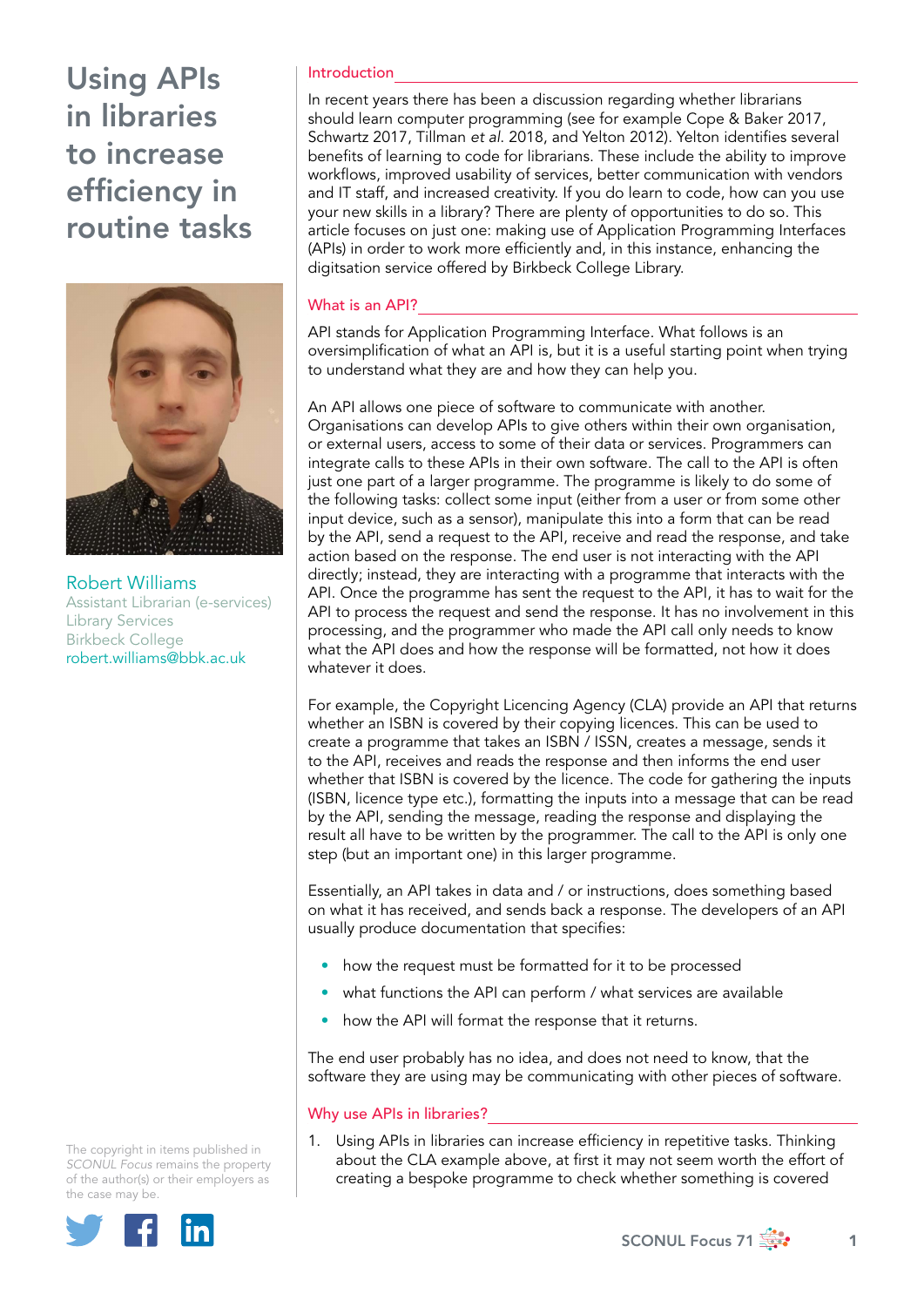# Using APIs in libraries to increase efficiency in routine tasks

**Robert Williams**
Assistant Librarian (e-services)
Library Services
Birkbeck College
robert.williams@bbk.ac.uk

The copyright in items published in *SCONUL Focus* remains the property of the author(s) or their employers as the case may be.

## Introduction

In recent years there has been a discussion regarding whether librarians should learn computer programming (see for example Cope & Baker 2017, Schwartz 2017, Tillman *et al*. 2018, and Yelton 2012). Yelton identifies several benefits of learning to code for librarians. These include the ability to improve workflows, improved usability of services, better communication with vendors and IT staff, and increased creativity. If you do learn to code, how can you use your new skills in a library? There are plenty of opportunities to do so. This article focuses on just one: making use of Application Programming Interfaces (APIs) in order to work more efficiently and, in this instance, enhancing the digitsation service offered by Birkbeck College Library.

## What is an API?

API stands for Application Programming Interface. What follows is an oversimplification of what an API is, but it is a useful starting point when trying to understand what they are and how they can help you.

An API allows one piece of software to communicate with another. Organisations can develop APIs to give others within their own organisation, or external users, access to some of their data or services. Programmers can integrate calls to these APIs in their own software. The call to the API is often just one part of a larger programme. The programme is likely to do some of the following tasks: collect some input (either from a user or from some other input device, such as a sensor), manipulate this into a form that can be read by the API, send a request to the API, receive and read the response, and take action based on the response. The end user is not interacting with the API directly; instead, they are interacting with a programme that interacts with the API. Once the programme has sent the request to the API, it has to wait for the API to process the request and send the response. It has no involvement in this processing, and the programmer who made the API call only needs to know what the API does and how the response will be formatted, not how it does whatever it does.

For example, the Copyright Licencing Agency (CLA) provide an API that returns whether an ISBN is covered by their copying licences. This can be used to create a programme that takes an ISBN / ISSN, creates a message, sends it to the API, receives and reads the response and then informs the end user whether that ISBN is covered by the licence. The code for gathering the inputs (ISBN, licence type etc.), formatting the inputs into a message that can be read by the API, sending the message, reading the response and displaying the result all have to be written by the programmer. The call to the API is only one step (but an important one) in this larger programme.

Essentially, an API takes in data and / or instructions, does something based on what it has received, and sends back a response. The developers of an API usually produce documentation that specifies:

- how the request must be formatted for it to be processed
- what functions the API can perform / what services are available
- how the API will format the response that it returns.

The end user probably has no idea, and does not need to know, that the software they are using may be communicating with other pieces of software.

## Why use APIs in libraries?

1. Using APIs in libraries can increase efficiency in repetitive tasks. Thinking about the CLA example above, at first it may not seem worth the effort of creating a bespoke programme to check whether something is covered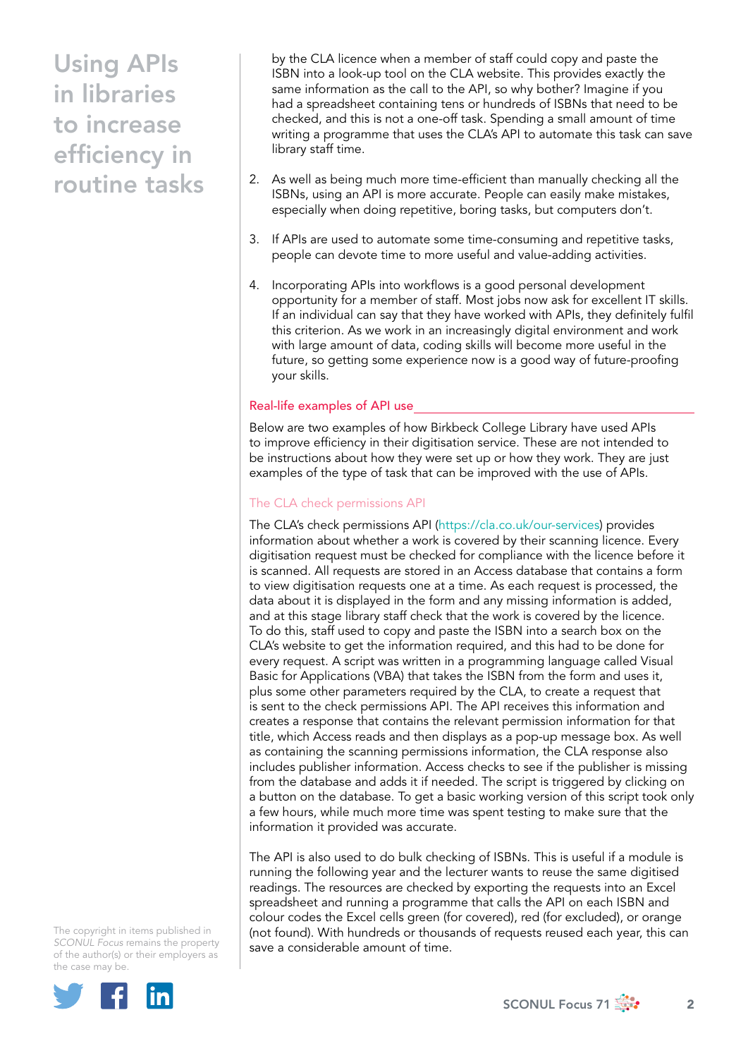by the CLA licence when a member of staff could copy and paste the ISBN into a look-up tool on the CLA website. This provides exactly the same information as the call to the API, so why bother? Imagine if you had a spreadsheet containing tens or hundreds of ISBNs that need to be checked, and this is not a one-off task. Spending a small amount of time writing a programme that uses the CLA's API to automate this task can save library staff time.

2. As well as being much more time-efficient than manually checking all the ISBNs, using an API is more accurate. People can easily make mistakes, especially when doing repetitive, boring tasks, but computers don't.

3. If APIs are used to automate some time-consuming and repetitive tasks, people can devote time to more useful and value-adding activities.

4. Incorporating APIs into workflows is a good personal development opportunity for a member of staff. Most jobs now ask for excellent IT skills. If an individual can say that they have worked with APIs, they definitely fulfil this criterion. As we work in an increasingly digital environment and work with large amount of data, coding skills will become more useful in the future, so getting some experience now is a good way of future-proofing your skills.

## Real-life examples of API use

Below are two examples of how Birkbeck College Library have used APIs to improve efficiency in their digitisation service. These are not intended to be instructions about how they were set up or how they work. They are just examples of the type of task that can be improved with the use of APIs.

### The CLA check permissions API

The CLA's check permissions API (https://cla.co.uk/our-services) provides information about whether a work is covered by their scanning licence. Every digitisation request must be checked for compliance with the licence before it is scanned. All requests are stored in an Access database that contains a form to view digitisation requests one at a time. As each request is processed, the data about it is displayed in the form and any missing information is added, and at this stage library staff check that the work is covered by the licence. To do this, staff used to copy and paste the ISBN into a search box on the CLA's website to get the information required, and this had to be done for every request. A script was written in a programming language called Visual Basic for Applications (VBA) that takes the ISBN from the form and uses it, plus some other parameters required by the CLA, to create a request that is sent to the check permissions API. The API receives this information and creates a response that contains the relevant permission information for that title, which Access reads and then displays as a pop-up message box. As well as containing the scanning permissions information, the CLA response also includes publisher information. Access checks to see if the publisher is missing from the database and adds it if needed. The script is triggered by clicking on a button on the database. To get a basic working version of this script took only a few hours, while much more time was spent testing to make sure that the information it provided was accurate.

The API is also used to do bulk checking of ISBNs. This is useful if a module is running the following year and the lecturer wants to reuse the same digitised readings. The resources are checked by exporting the requests into an Excel spreadsheet and running a programme that calls the API on each ISBN and colour codes the Excel cells green (for covered), red (for excluded), or orange (not found). With hundreds or thousands of requests reused each year, this can save a considerable amount of time.

The copyright in items published in *SCONUL Focus* remains the property of the author(s) or their employers as the case may be.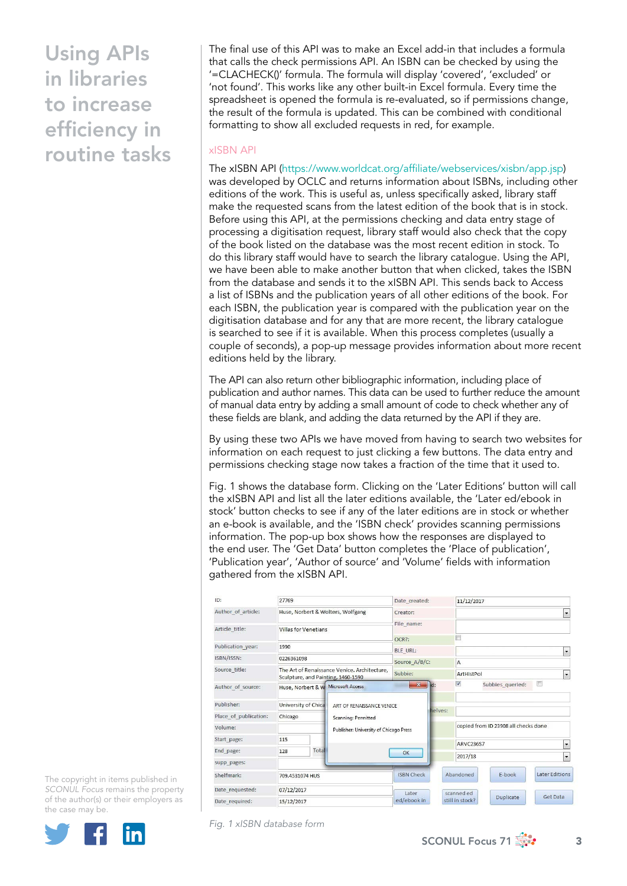The final use of this API was to make an Excel add-in that includes a formula that calls the check permissions API. An ISBN can be checked by using the '=CLACHECK()' formula. The formula will display 'covered', 'excluded' or 'not found'. This works like any other built-in Excel formula. Every time the spreadsheet is opened the formula is re-evaluated, so if permissions change, the result of the formula is updated. This can be combined with conditional formatting to show all excluded requests in red, for example.

## xISBN API

The xISBN API (https://www.worldcat.org/affiliate/webservices/xisbn/app.jsp) was developed by OCLC and returns information about ISBNs, including other editions of the work. This is useful as, unless specifically asked, library staff make the requested scans from the latest edition of the book that is in stock. Before using this API, at the permissions checking and data entry stage of processing a digitisation request, library staff would also check that the copy of the book listed on the database was the most recent edition in stock. To do this library staff would have to search the library catalogue. Using the API, we have been able to make another button that when clicked, takes the ISBN from the database and sends it to the xISBN API. This sends back to Access a list of ISBNs and the publication years of all other editions of the book. For each ISBN, the publication year is compared with the publication year on the digitisation database and for any that are more recent, the library catalogue is searched to see if it is available. When this process completes (usually a couple of seconds), a pop-up message provides information about more recent editions held by the library.

The API can also return other bibliographic information, including place of publication and author names. This data can be used to further reduce the amount of manual data entry by adding a small amount of code to check whether any of these fields are blank, and adding the data returned by the API if they are.

By using these two APIs we have moved from having to search two websites for information on each request to just clicking a few buttons. The data entry and permissions checking stage now takes a fraction of the time that it used to.

Fig. 1 shows the database form. Clicking on the 'Later Editions' button will call the xISBN API and list all the later editions available, the 'Later ed/ebook in stock' button checks to see if any of the later editions are in stock or whether an e-book is available, and the 'ISBN check' provides scanning permissions information. The pop-up box shows how the responses are displayed to the end user. The 'Get Data' button completes the 'Place of publication', 'Publication year', 'Author of source' and 'Volume' fields with information gathered from the xISBN API.

*Fig. 1 xISBN database form*

The copyright in items published in *SCONUL Focus* remains the property of the author(s) or their employers as the case may be.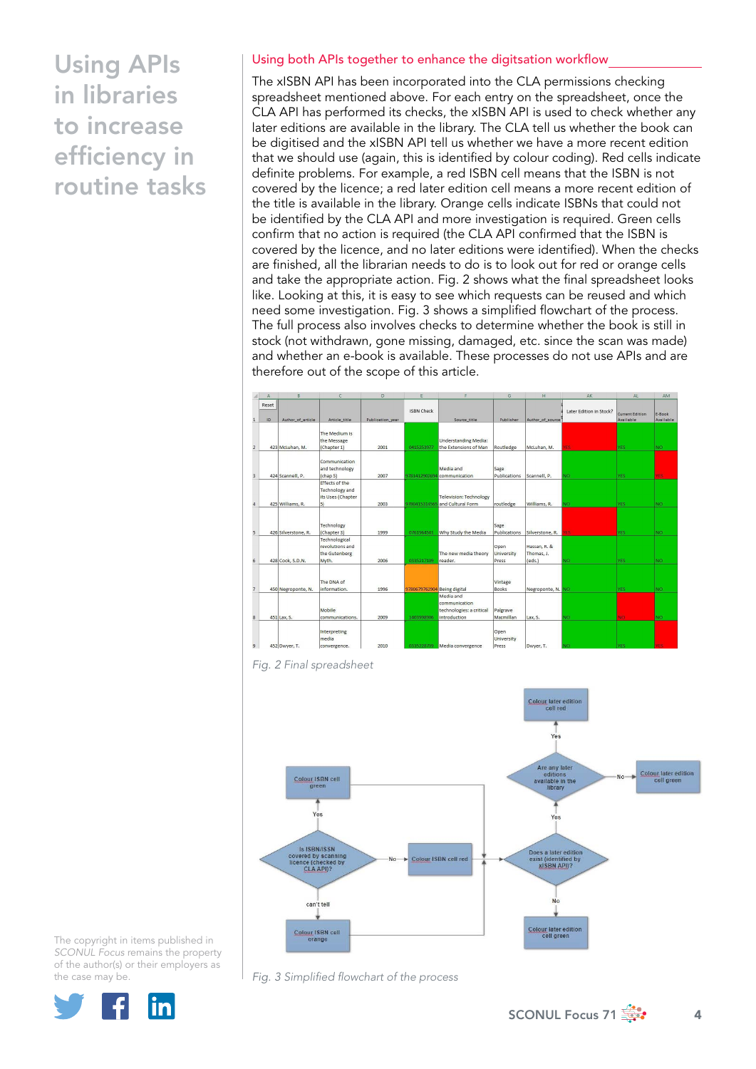# Using APIs in libraries to increase efficiency in routine tasks

## Using both APIs together to enhance the digitsation workflow

The xISBN API has been incorporated into the CLA permissions checking spreadsheet mentioned above. For each entry on the spreadsheet, once the CLA API has performed its checks, the xISBN API is used to check whether any later editions are available in the library. The CLA tell us whether the book can be digitised and the xISBN API tell us whether we have a more recent edition that we should use (again, this is identified by colour coding). Red cells indicate definite problems. For example, a red ISBN cell means that the ISBN is not covered by the licence; a red later edition cell means a more recent edition of the title is available in the library. Orange cells indicate ISBNs that could not be identified by the CLA API and more investigation is required. Green cells confirm that no action is required (the CLA API confirmed that the ISBN is covered by the licence, and no later editions were identified). When the checks are finished, all the librarian needs to do is look out for red or orange cells and take the appropriate action. Fig. 2 shows what the final spreadsheet looks like. Looking at this, it is easy to see which requests can be reused and which need some investigation. Fig. 3 shows a simplified flowchart of the process. The full process also involves checks to determine whether the book is still in stock (not withdrawn, gone missing, damaged, etc. since the scan was made) and whether an e-book is available. These processes do not use APIs and are therefore out of the scope of this article.

| ID | Author_of_article | Article_title | Publication_year | ISBN Check | Source_title | Publisher | Author_of_source | Later Edition in Stock? | Current Edition Available | E-Book Available |
|---|---|---|---|---|---|---|---|---|---|---|
| 423 | McLuhan, M. | The Medium is the Message (Chapter 1) | 2001 | 0415253977 | Understanding Media: the Extensions of Man | Routledge | McLuhan, M. | YES | YES | NO |
| 424 | Scannell, P. | Communication and technology (chap 5) | 2007 | 9781412902694 | Media and communication | Sage Publications | Scannell, P. | NO | YES | YES |
| 425 | Williams, R. | Effects of the Technology and its Uses (Chapter 5) | 2003 | 9780415314565 | Television: Technology and Cultural Form | routledge | Williams, R. | NO | YES | NO |
| 426 | Silverstone, R. | Technology (Chapter 3) | 1999 | 0761964541 | Why Study the Media | Sage Publications | Silverstone, R. | YES | YES | NO |
| 428 | Cock, S.D.N. | Technological revolutions and the Gutenberg Myth. | 2006 | 0335217109 | The new media theory reader. | Open University Press | Hassan, R. & Thomas, J. (eds.) | NO | YES | NO |
| 450 | Negroponte, N. | The DNA of information. | 1996 | 9780679762904 | Being digital | Vintage Books | Negroponte, N. | NO | YES | NO |
| 451 | Lax, S. | Mobile communications. | 2009 | 1403998906 | Media and communication technologies: a critical introduction | Palgrave Macmillan | Lax, S. | NO | NO | NO |
| 452 | Dwyer, T. | Interpreting media convergence. | 2010 | 0335228739 | Media convergence | Open University Press | Dwyer, T. | NO | YES | YES |

*Fig. 2 Final spreadsheet*

*Fig. 3 Simplified flowchart of the process*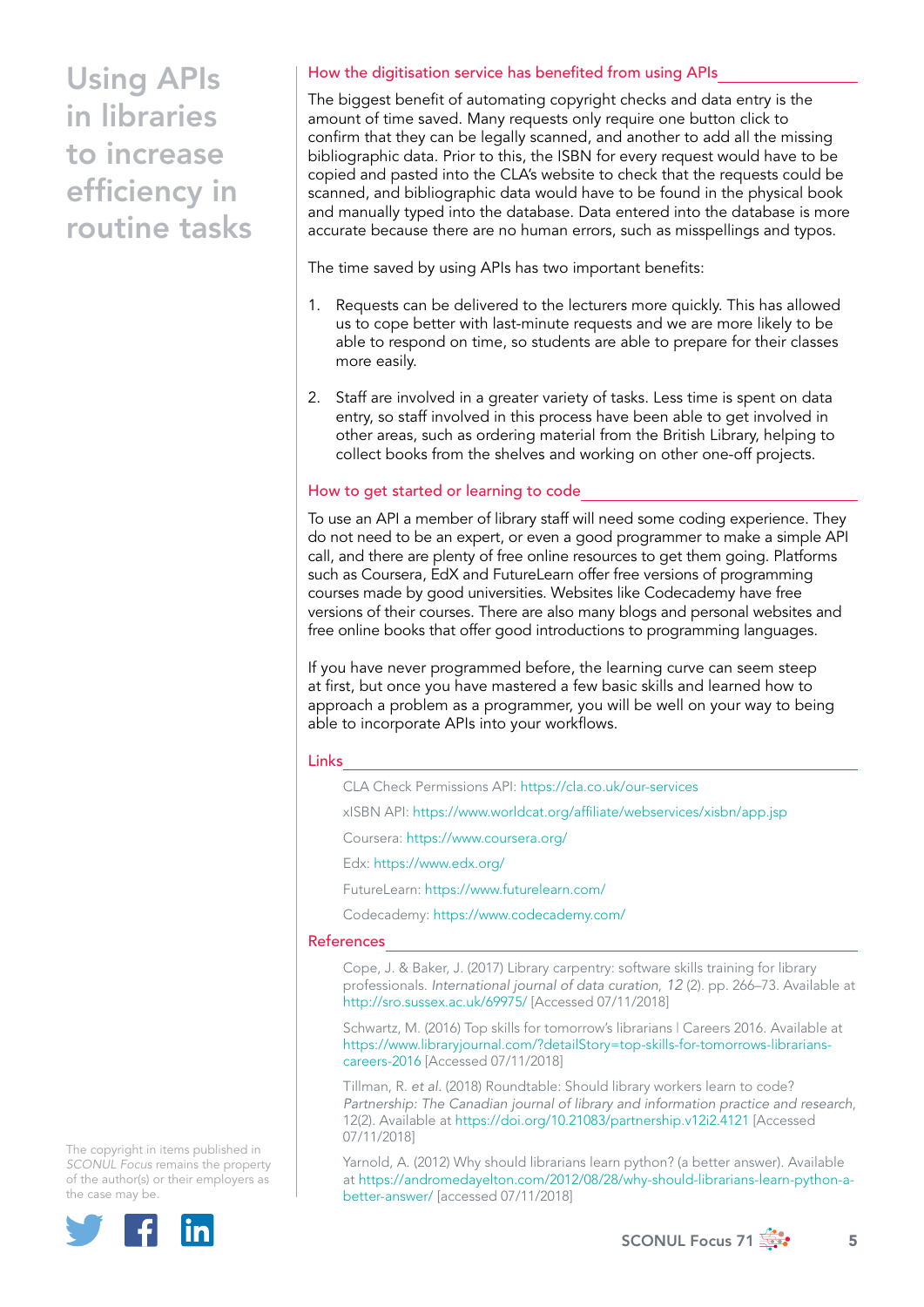# Using APIs in libraries to increase efficiency in routine tasks

## How the digitisation service has benefited from using APIs

The biggest benefit of automating copyright checks and data entry is the amount of time saved. Many requests only require one button click to confirm that they can be legally scanned, and another to add all the missing bibliographic data. Prior to this, the ISBN for every request would have to be copied and pasted into the CLA's website to check that the requests could be scanned, and bibliographic data would have to be found in the physical book and manually typed into the database. Data entered into the database is more accurate because there are no human errors, such as misspellings and typos.

The time saved by using APIs has two important benefits:

1. Requests can be delivered to the lecturers more quickly. This has allowed us to cope better with last-minute requests and we are more likely to be able to respond on time, so students are able to prepare for their classes more easily.

2. Staff are involved in a greater variety of tasks. Less time is spent on data entry, so staff involved in this process have been able to get involved in other areas, such as ordering material from the British Library, helping to collect books from the shelves and working on other one-off projects.

## How to get started or learning to code

To use an API a member of library staff will need some coding experience. They do not need to be an expert, or even a good programmer to make a simple API call, and there are plenty of free online resources to get them going. Platforms such as Coursera, EdX and FutureLearn offer free versions of programming courses made by good universities. Websites like Codecademy have free versions of their courses. There are also many blogs and personal websites and free online books that offer good introductions to programming languages.

If you have never programmed before, the learning curve can seem steep at first, but once you have mastered a few basic skills and learned how to approach a problem as a programmer, you will be well on your way to being able to incorporate APIs into your workflows.

## Links

CLA Check Permissions API: https://cla.co.uk/our-services

xISBN API: https://www.worldcat.org/affiliate/webservices/xisbn/app.jsp

Coursera: https://www.coursera.org/

Edx: https://www.edx.org/

FutureLearn: https://www.futurelearn.com/

Codecademy: https://www.codecademy.com/

## References

Cope, J. & Baker, J. (2017) Library carpentry: software skills training for library professionals. *International journal of data curation*, *12* (2). pp. 266–73. Available at http://sro.sussex.ac.uk/69975/ [Accessed 07/11/2018]

Schwartz, M. (2016) Top skills for tomorrow's librarians | Careers 2016. Available at https://www.libraryjournal.com/?detailStory=top-skills-for-tomorrows-librarians-careers-2016 [Accessed 07/11/2018]

Tillman, R. *et al*. (2018) Roundtable: Should library workers learn to code? *Partnership: The Canadian journal of library and information practice and research*, 12(2). Available at https://doi.org/10.21083/partnership.v12i2.4121 [Accessed 07/11/2018]

Yarnold, A. (2012) Why should librarians learn python? (a better answer). Available at https://andromedayelton.com/2012/08/28/why-should-librarians-learn-python-a-better-answer/ [accessed 07/11/2018]

The copyright in items published in *SCONUL Focus* remains the property of the author(s) or their employers as the case may be.